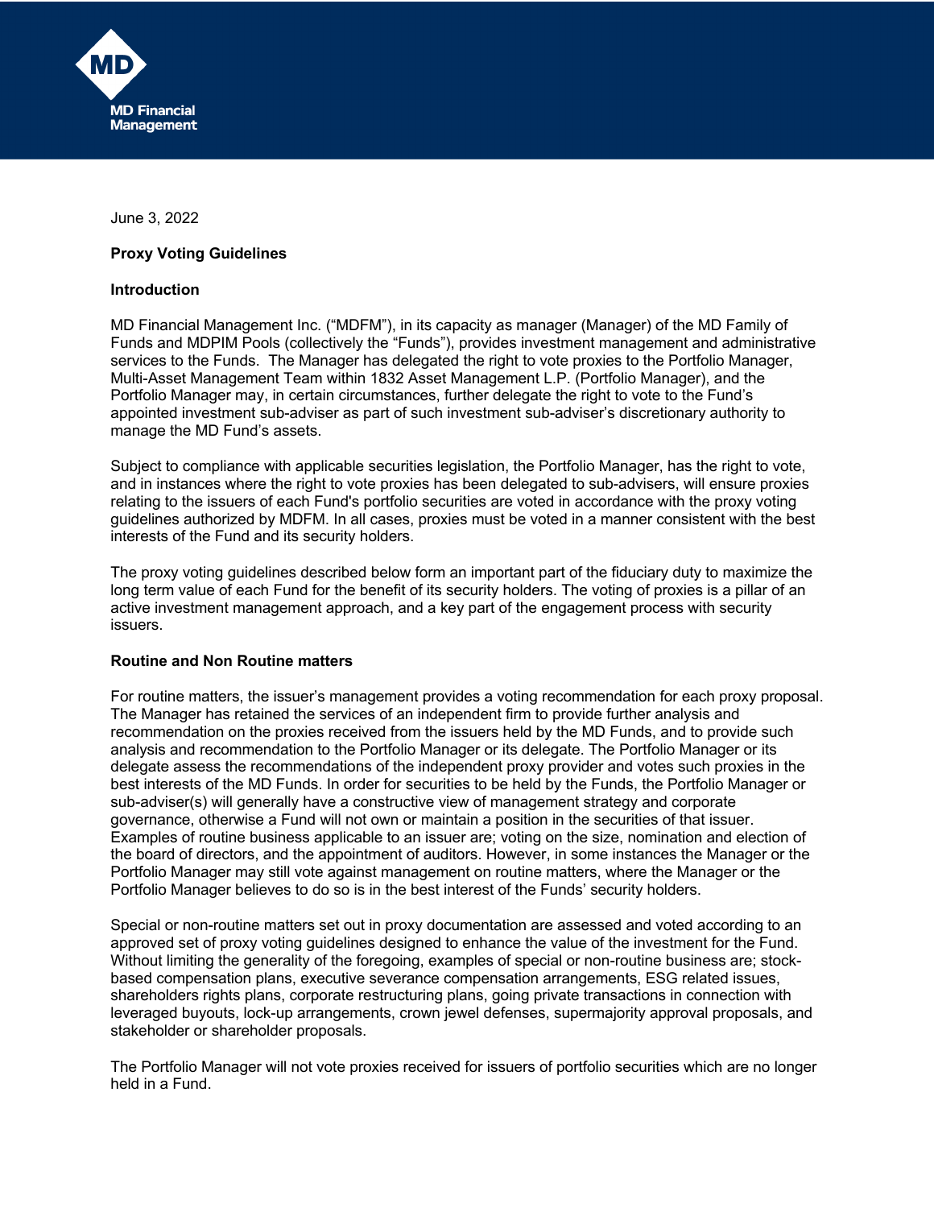MD Financial Management

June 3, 2022

**Proxy Voting Guidelines**

**Introduction**

MD Financial Management Inc. ("MDFM"), in its capacity as manager (Manager) of the MD Family of Funds and MDPIM Pools (collectively the "Funds"), provides investment management and administrative services to the Funds. The Manager has delegated the right to vote proxies to the Portfolio Manager, Multi-Asset Management Team within 1832 Asset Management L.P. (Portfolio Manager), and the Portfolio Manager may, in certain circumstances, further delegate the right to vote to the Fund's appointed investment sub-adviser as part of such investment sub-adviser's discretionary authority to manage the MD Fund's assets.

Subject to compliance with applicable securities legislation, the Portfolio Manager, has the right to vote, and in instances where the right to vote proxies has been delegated to sub-advisers, will ensure proxies relating to the issuers of each Fund's portfolio securities are voted in accordance with the proxy voting guidelines authorized by MDFM. In all cases, proxies must be voted in a manner consistent with the best interests of the Fund and its security holders.

The proxy voting guidelines described below form an important part of the fiduciary duty to maximize the long term value of each Fund for the benefit of its security holders. The voting of proxies is a pillar of an active investment management approach, and a key part of the engagement process with security issuers.

**Routine and Non Routine matters**

For routine matters, the issuer's management provides a voting recommendation for each proxy proposal. The Manager has retained the services of an independent firm to provide further analysis and recommendation on the proxies received from the issuers held by the MD Funds, and to provide such analysis and recommendation to the Portfolio Manager or its delegate. The Portfolio Manager or its delegate assess the recommendations of the independent proxy provider and votes such proxies in the best interests of the MD Funds. In order for securities to be held by the Funds, the Portfolio Manager or sub-adviser(s) will generally have a constructive view of management strategy and corporate governance, otherwise a Fund will not own or maintain a position in the securities of that issuer. Examples of routine business applicable to an issuer are; voting on the size, nomination and election of the board of directors, and the appointment of auditors. However, in some instances the Manager or the Portfolio Manager may still vote against management on routine matters, where the Manager or the Portfolio Manager believes to do so is in the best interest of the Funds' security holders.

Special or non-routine matters set out in proxy documentation are assessed and voted according to an approved set of proxy voting guidelines designed to enhance the value of the investment for the Fund. Without limiting the generality of the foregoing, examples of special or non-routine business are; stock-based compensation plans, executive severance compensation arrangements, ESG related issues, shareholders rights plans, corporate restructuring plans, going private transactions in connection with leveraged buyouts, lock-up arrangements, crown jewel defenses, supermajority approval proposals, and stakeholder or shareholder proposals.

The Portfolio Manager will not vote proxies received for issuers of portfolio securities which are no longer held in a Fund.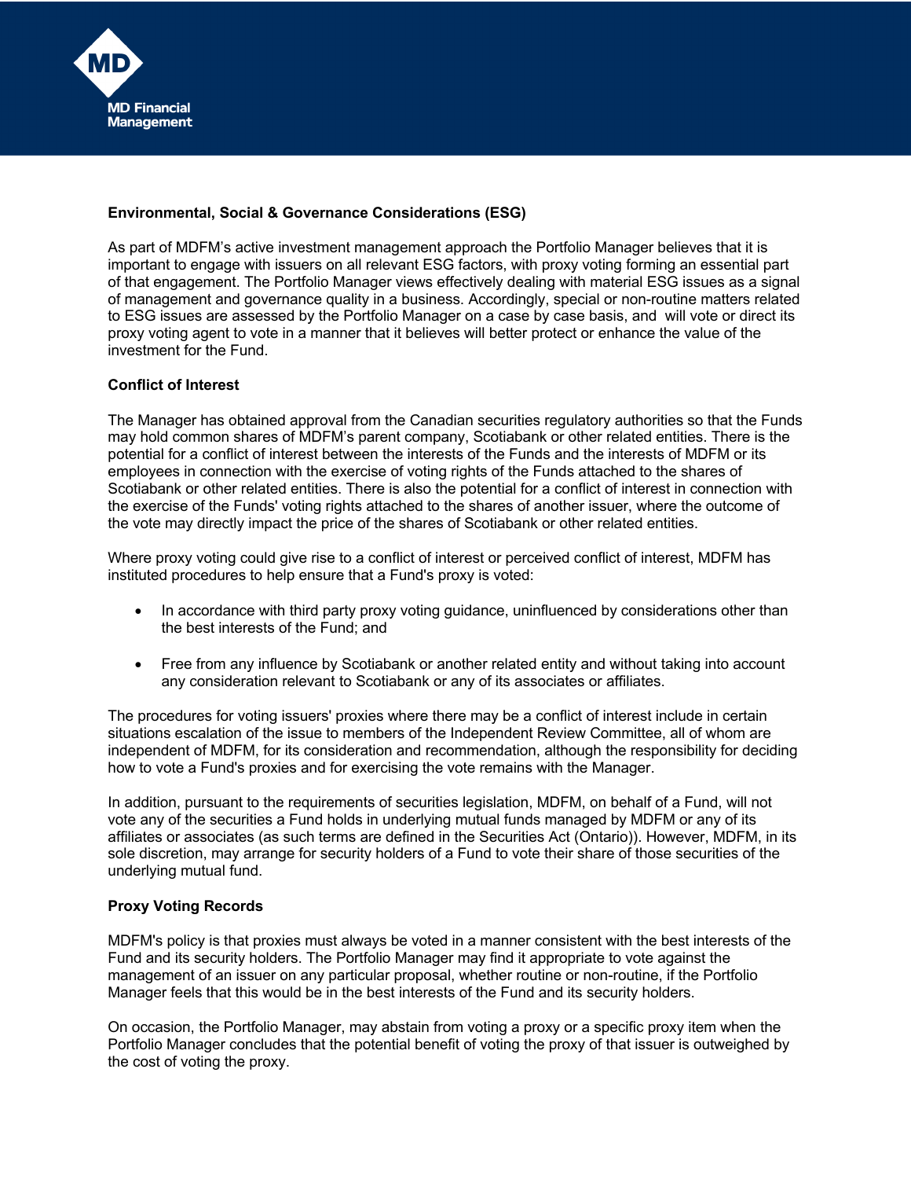## Environmental, Social & Governance Considerations (ESG)

As part of MDFM's active investment management approach the Portfolio Manager believes that it is important to engage with issuers on all relevant ESG factors, with proxy voting forming an essential part of that engagement. The Portfolio Manager views effectively dealing with material ESG issues as a signal of management and governance quality in a business. Accordingly, special or non-routine matters related to ESG issues are assessed by the Portfolio Manager on a case by case basis, and will vote or direct its proxy voting agent to vote in a manner that it believes will better protect or enhance the value of the investment for the Fund.

## Conflict of Interest

The Manager has obtained approval from the Canadian securities regulatory authorities so that the Funds may hold common shares of MDFM's parent company, Scotiabank or other related entities. There is the potential for a conflict of interest between the interests of the Funds and the interests of MDFM or its employees in connection with the exercise of voting rights of the Funds attached to the shares of Scotiabank or other related entities. There is also the potential for a conflict of interest in connection with the exercise of the Funds' voting rights attached to the shares of another issuer, where the outcome of the vote may directly impact the price of the shares of Scotiabank or other related entities.

Where proxy voting could give rise to a conflict of interest or perceived conflict of interest, MDFM has instituted procedures to help ensure that a Fund's proxy is voted:

- In accordance with third party proxy voting guidance, uninfluenced by considerations other than the best interests of the Fund; and
- Free from any influence by Scotiabank or another related entity and without taking into account any consideration relevant to Scotiabank or any of its associates or affiliates.

The procedures for voting issuers' proxies where there may be a conflict of interest include in certain situations escalation of the issue to members of the Independent Review Committee, all of whom are independent of MDFM, for its consideration and recommendation, although the responsibility for deciding how to vote a Fund's proxies and for exercising the vote remains with the Manager.

In addition, pursuant to the requirements of securities legislation, MDFM, on behalf of a Fund, will not vote any of the securities a Fund holds in underlying mutual funds managed by MDFM or any of its affiliates or associates (as such terms are defined in the Securities Act (Ontario)). However, MDFM, in its sole discretion, may arrange for security holders of a Fund to vote their share of those securities of the underlying mutual fund.

## Proxy Voting Records

MDFM's policy is that proxies must always be voted in a manner consistent with the best interests of the Fund and its security holders. The Portfolio Manager may find it appropriate to vote against the management of an issuer on any particular proposal, whether routine or non-routine, if the Portfolio Manager feels that this would be in the best interests of the Fund and its security holders.

On occasion, the Portfolio Manager, may abstain from voting a proxy or a specific proxy item when the Portfolio Manager concludes that the potential benefit of voting the proxy of that issuer is outweighed by the cost of voting the proxy.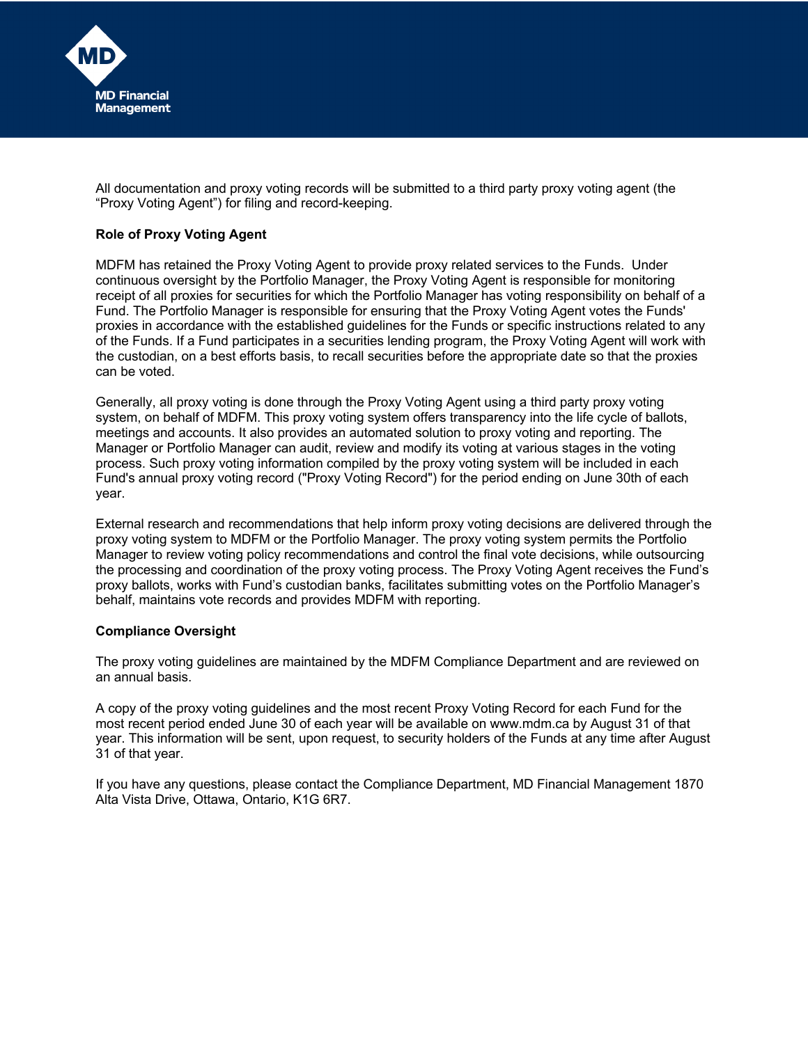All documentation and proxy voting records will be submitted to a third party proxy voting agent (the "Proxy Voting Agent") for filing and record-keeping.

**Role of Proxy Voting Agent**

MDFM has retained the Proxy Voting Agent to provide proxy related services to the Funds. Under continuous oversight by the Portfolio Manager, the Proxy Voting Agent is responsible for monitoring receipt of all proxies for securities for which the Portfolio Manager has voting responsibility on behalf of a Fund. The Portfolio Manager is responsible for ensuring that the Proxy Voting Agent votes the Funds' proxies in accordance with the established guidelines for the Funds or specific instructions related to any of the Funds. If a Fund participates in a securities lending program, the Proxy Voting Agent will work with the custodian, on a best efforts basis, to recall securities before the appropriate date so that the proxies can be voted.

Generally, all proxy voting is done through the Proxy Voting Agent using a third party proxy voting system, on behalf of MDFM. This proxy voting system offers transparency into the life cycle of ballots, meetings and accounts. It also provides an automated solution to proxy voting and reporting. The Manager or Portfolio Manager can audit, review and modify its voting at various stages in the voting process. Such proxy voting information compiled by the proxy voting system will be included in each Fund's annual proxy voting record ("Proxy Voting Record") for the period ending on June 30th of each year.

External research and recommendations that help inform proxy voting decisions are delivered through the proxy voting system to MDFM or the Portfolio Manager. The proxy voting system permits the Portfolio Manager to review voting policy recommendations and control the final vote decisions, while outsourcing the processing and coordination of the proxy voting process. The Proxy Voting Agent receives the Fund's proxy ballots, works with Fund's custodian banks, facilitates submitting votes on the Portfolio Manager's behalf, maintains vote records and provides MDFM with reporting.

**Compliance Oversight**

The proxy voting guidelines are maintained by the MDFM Compliance Department and are reviewed on an annual basis.

A copy of the proxy voting guidelines and the most recent Proxy Voting Record for each Fund for the most recent period ended June 30 of each year will be available on www.mdm.ca by August 31 of that year. This information will be sent, upon request, to security holders of the Funds at any time after August 31 of that year.

If you have any questions, please contact the Compliance Department, MD Financial Management 1870 Alta Vista Drive, Ottawa, Ontario, K1G 6R7.